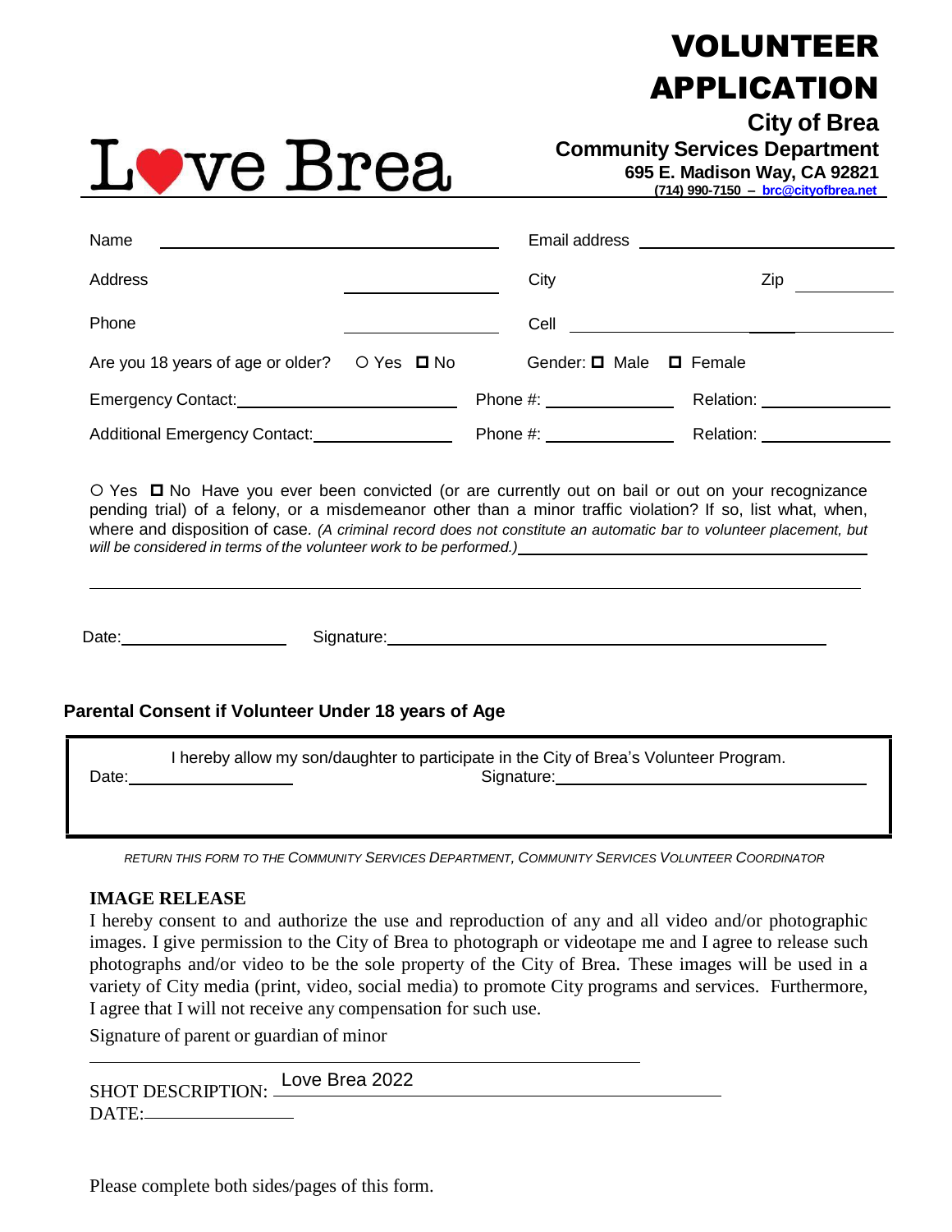Love Brea

# VOLUNTEER APPLICATION

**City of Brea**
**Community Services Department**
**695 E. Madison Way, CA 92821**
**(714) 990-7150 – brc@cityofbrea.net**

Name ______________________ Email address ______________________

Address ______________________ City ______________ Zip __________

Phone ______________________ Cell ______________________

Are you 18 years of age or older? ○ Yes ☐ No    Gender: ☐ Male ☐ Female

Emergency Contact: ______________________ Phone #: ______________ Relation: ______________

Additional Emergency Contact: ______________ Phone #: ______________ Relation: ______________

○ Yes ☐ No Have you ever been convicted (or are currently out on bail or out on your recognizance pending trial) of a felony, or a misdemeanor other than a minor traffic violation? If so, list what, when, where and disposition of case. *(A criminal record does not constitute an automatic bar to volunteer placement, but will be considered in terms of the volunteer work to be performed.)* ______________________

______________________________________________

Date: ______________ Signature: ______________________

### Parental Consent if Volunteer Under 18 years of Age

I hereby allow my son/daughter to participate in the City of Brea's Volunteer Program.

Date: ______________ Signature: ______________________

*RETURN THIS FORM TO THE COMMUNITY SERVICES DEPARTMENT, COMMUNITY SERVICES VOLUNTEER COORDINATOR*

**IMAGE RELEASE**

I hereby consent to and authorize the use and reproduction of any and all video and/or photographic images. I give permission to the City of Brea to photograph or videotape me and I agree to release such photographs and/or video to be the sole property of the City of Brea. These images will be used in a variety of City media (print, video, social media) to promote City programs and services. Furthermore, I agree that I will not receive any compensation for such use.

Signature of parent or guardian of minor

______________________________________________

SHOT DESCRIPTION: Love Brea 2022

DATE: ______________

Please complete both sides/pages of this form.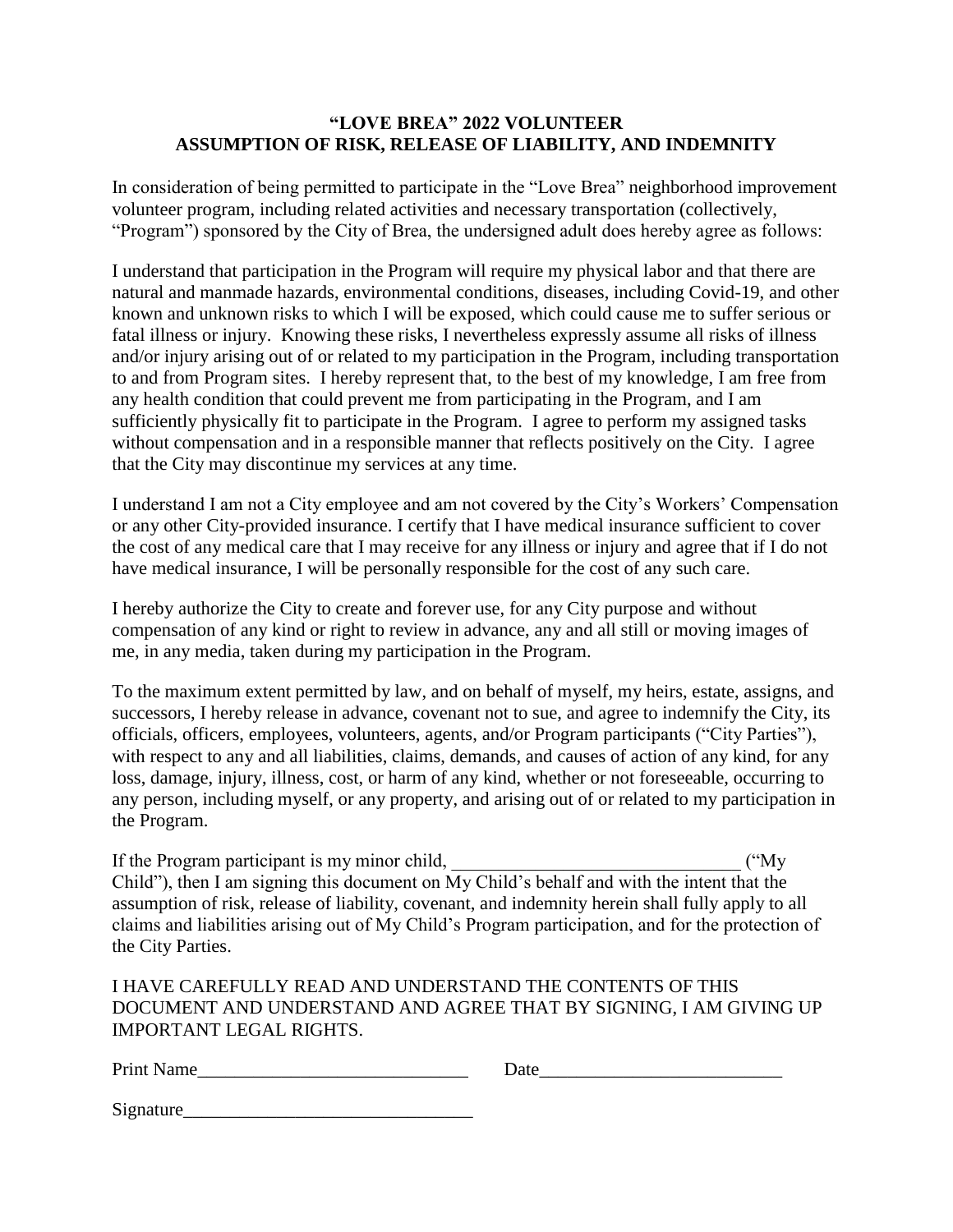**"LOVE BREA" 2022 VOLUNTEER**
**ASSUMPTION OF RISK, RELEASE OF LIABILITY, AND INDEMNITY**

In consideration of being permitted to participate in the "Love Brea" neighborhood improvement volunteer program, including related activities and necessary transportation (collectively, "Program") sponsored by the City of Brea, the undersigned adult does hereby agree as follows:

I understand that participation in the Program will require my physical labor and that there are natural and manmade hazards, environmental conditions, diseases, including Covid-19, and other known and unknown risks to which I will be exposed, which could cause me to suffer serious or fatal illness or injury. Knowing these risks, I nevertheless expressly assume all risks of illness and/or injury arising out of or related to my participation in the Program, including transportation to and from Program sites. I hereby represent that, to the best of my knowledge, I am free from any health condition that could prevent me from participating in the Program, and I am sufficiently physically fit to participate in the Program. I agree to perform my assigned tasks without compensation and in a responsible manner that reflects positively on the City. I agree that the City may discontinue my services at any time.

I understand I am not a City employee and am not covered by the City's Workers' Compensation or any other City-provided insurance. I certify that I have medical insurance sufficient to cover the cost of any medical care that I may receive for any illness or injury and agree that if I do not have medical insurance, I will be personally responsible for the cost of any such care.

I hereby authorize the City to create and forever use, for any City purpose and without compensation of any kind or right to review in advance, any and all still or moving images of me, in any media, taken during my participation in the Program.

To the maximum extent permitted by law, and on behalf of myself, my heirs, estate, assigns, and successors, I hereby release in advance, covenant not to sue, and agree to indemnify the City, its officials, officers, employees, volunteers, agents, and/or Program participants ("City Parties"), with respect to any and all liabilities, claims, demands, and causes of action of any kind, for any loss, damage, injury, illness, cost, or harm of any kind, whether or not foreseeable, occurring to any person, including myself, or any property, and arising out of or related to my participation in the Program.

If the Program participant is my minor child, ______________________________ ("My Child"), then I am signing this document on My Child's behalf and with the intent that the assumption of risk, release of liability, covenant, and indemnity herein shall fully apply to all claims and liabilities arising out of My Child's Program participation, and for the protection of the City Parties.

I HAVE CAREFULLY READ AND UNDERSTAND THE CONTENTS OF THIS DOCUMENT AND UNDERSTAND AND AGREE THAT BY SIGNING, I AM GIVING UP IMPORTANT LEGAL RIGHTS.

Print Name_____________________________ Date__________________________

Signature_______________________________